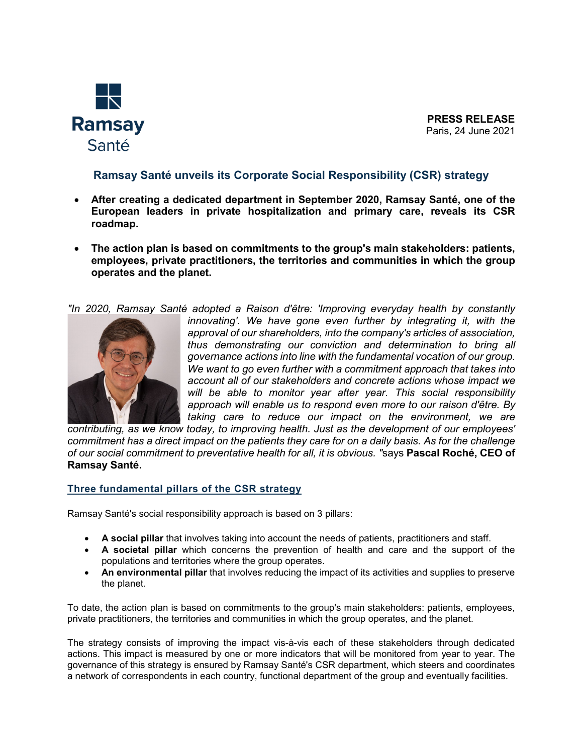**Ramsay Santé**

**PRESS RELEASE**
Paris, 24 June 2021

## Ramsay Santé unveils its Corporate Social Responsibility (CSR) strategy

- **After creating a dedicated department in September 2020, Ramsay Santé, one of the European leaders in private hospitalization and primary care, reveals its CSR roadmap.**
- **The action plan is based on commitments to the group's main stakeholders: patients, employees, private practitioners, the territories and communities in which the group operates and the planet.**

*"In 2020, Ramsay Santé adopted a Raison d'être: 'Improving everyday health by constantly innovating'. We have gone even further by integrating it, with the approval of our shareholders, into the company's articles of association, thus demonstrating our conviction and determination to bring all governance actions into line with the fundamental vocation of our group. We want to go even further with a commitment approach that takes into account all of our stakeholders and concrete actions whose impact we will be able to monitor year after year. This social responsibility approach will enable us to respond even more to our raison d'être. By taking care to reduce our impact on the environment, we are contributing, as we know today, to improving health. Just as the development of our employees' commitment has a direct impact on the patients they care for on a daily basis. As for the challenge of our social commitment to preventative health for all, it is obvious. "*says **Pascal Roché, CEO of Ramsay Santé.**

### Three fundamental pillars of the CSR strategy

Ramsay Santé's social responsibility approach is based on 3 pillars:

- **A social pillar** that involves taking into account the needs of patients, practitioners and staff.
- **A societal pillar** which concerns the prevention of health and care and the support of the populations and territories where the group operates.
- **An environmental pillar** that involves reducing the impact of its activities and supplies to preserve the planet.

To date, the action plan is based on commitments to the group's main stakeholders: patients, employees, private practitioners, the territories and communities in which the group operates, and the planet.

The strategy consists of improving the impact vis-à-vis each of these stakeholders through dedicated actions. This impact is measured by one or more indicators that will be monitored from year to year. The governance of this strategy is ensured by Ramsay Santé's CSR department, which steers and coordinates a network of correspondents in each country, functional department of the group and eventually facilities.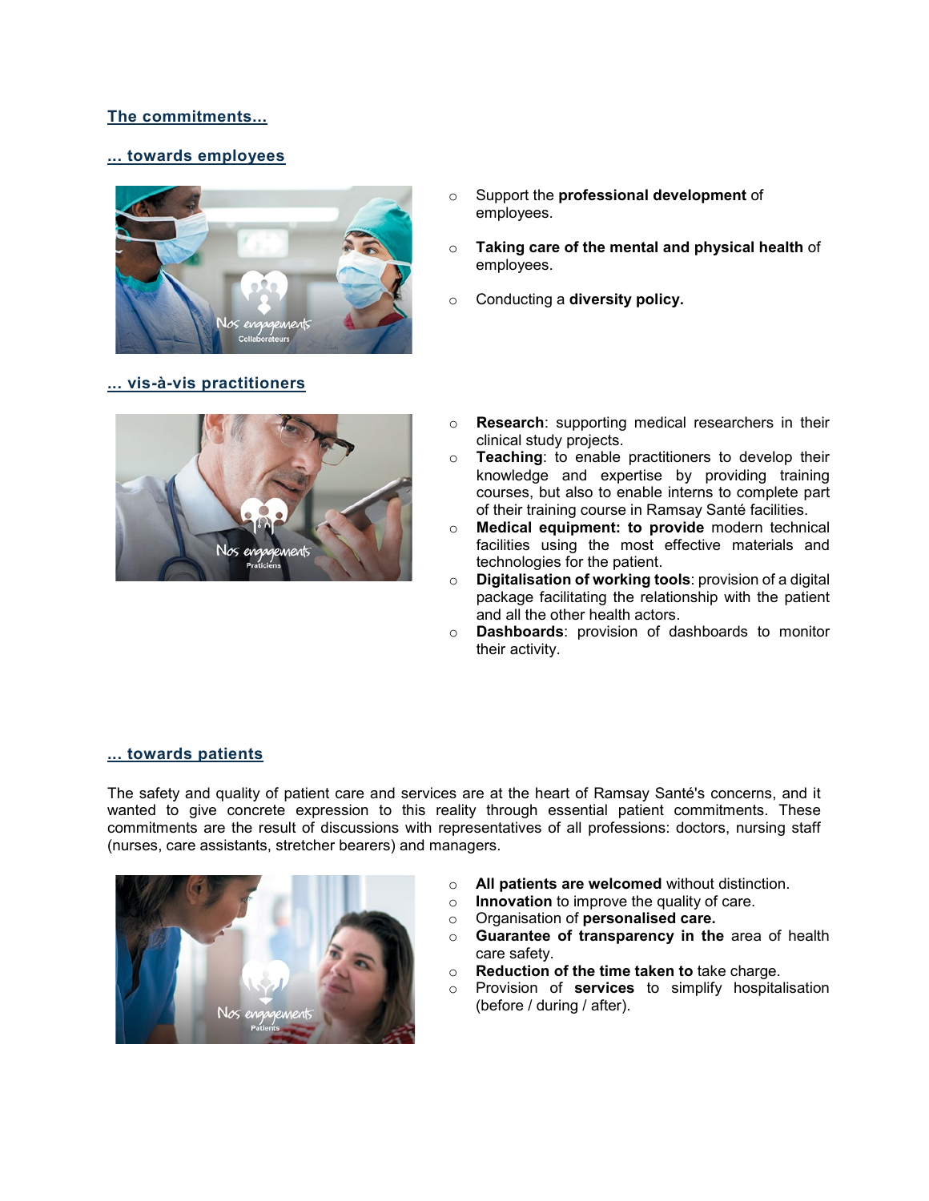## The commitments...

### ... towards employees

- Support the **professional development** of employees.
- **Taking care of the mental and physical health** of employees.
- Conducting a **diversity policy.**

### ... vis-à-vis practitioners

- **Research**: supporting medical researchers in their clinical study projects.
- **Teaching**: to enable practitioners to develop their knowledge and expertise by providing training courses, but also to enable interns to complete part of their training course in Ramsay Santé facilities.
- **Medical equipment: to provide** modern technical facilities using the most effective materials and technologies for the patient.
- **Digitalisation of working tools**: provision of a digital package facilitating the relationship with the patient and all the other health actors.
- **Dashboards**: provision of dashboards to monitor their activity.

### ... towards patients

The safety and quality of patient care and services are at the heart of Ramsay Santé's concerns, and it wanted to give concrete expression to this reality through essential patient commitments. These commitments are the result of discussions with representatives of all professions: doctors, nursing staff (nurses, care assistants, stretcher bearers) and managers.

- **All patients are welcomed** without distinction.
- **Innovation** to improve the quality of care.
- Organisation of **personalised care.**
- **Guarantee of transparency in the** area of health care safety.
- **Reduction of the time taken to** take charge.
- Provision of **services** to simplify hospitalisation (before / during / after).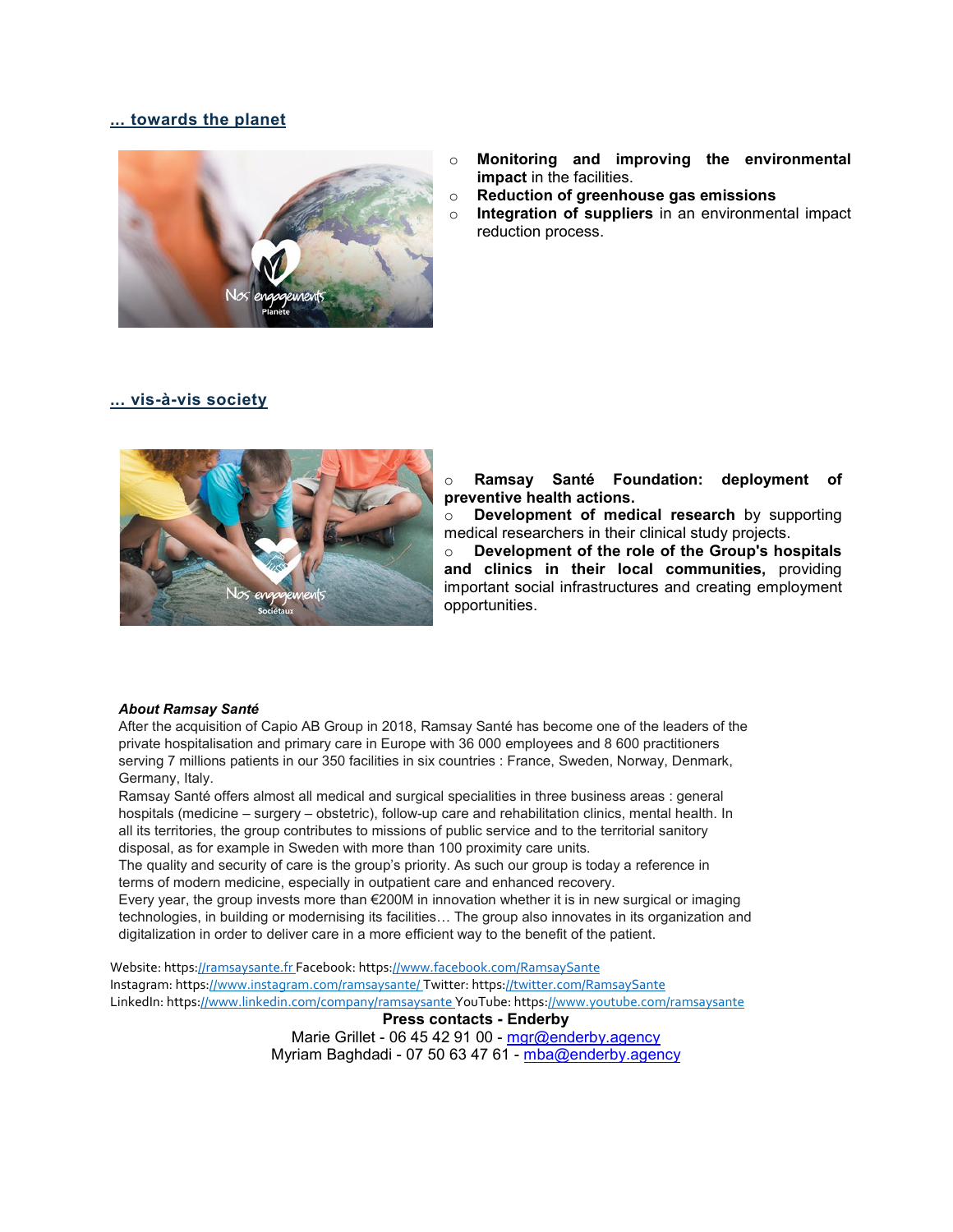## ... towards the planet

- **Monitoring and improving the environmental impact** in the facilities.
- **Reduction of greenhouse gas emissions**
- **Integration of suppliers** in an environmental impact reduction process.

## ... vis-à-vis society

- **Ramsay Santé Foundation: deployment of preventive health actions.**
- **Development of medical research** by supporting medical researchers in their clinical study projects.
- **Development of the role of the Group's hospitals and clinics in their local communities,** providing important social infrastructures and creating employment opportunities.

***About Ramsay Santé***

After the acquisition of Capio AB Group in 2018, Ramsay Santé has become one of the leaders of the private hospitalisation and primary care in Europe with 36 000 employees and 8 600 practitioners serving 7 millions patients in our 350 facilities in six countries : France, Sweden, Norway, Denmark, Germany, Italy.

Ramsay Santé offers almost all medical and surgical specialities in three business areas : general hospitals (medicine – surgery – obstetric), follow-up care and rehabilitation clinics, mental health. In all its territories, the group contributes to missions of public service and to the territorial sanitory disposal, as for example in Sweden with more than 100 proximity care units.

The quality and security of care is the group's priority. As such our group is today a reference in terms of modern medicine, especially in outpatient care and enhanced recovery.

Every year, the group invests more than €200M in innovation whether it is in new surgical or imaging technologies, in building or modernising its facilities… The group also innovates in its organization and digitalization in order to deliver care in a more efficient way to the benefit of the patient.

Website: https://ramsaysante.fr Facebook: https://www.facebook.com/RamsaySante
Instagram: https://www.instagram.com/ramsaysante/ Twitter: https://twitter.com/RamsaySante
LinkedIn: https://www.linkedin.com/company/ramsaysante YouTube: https://www.youtube.com/ramsaysante

**Press contacts - Enderby**

Marie Grillet - 06 45 42 91 00 - mgr@enderby.agency
Myriam Baghdadi - 07 50 63 47 61 - mba@enderby.agency